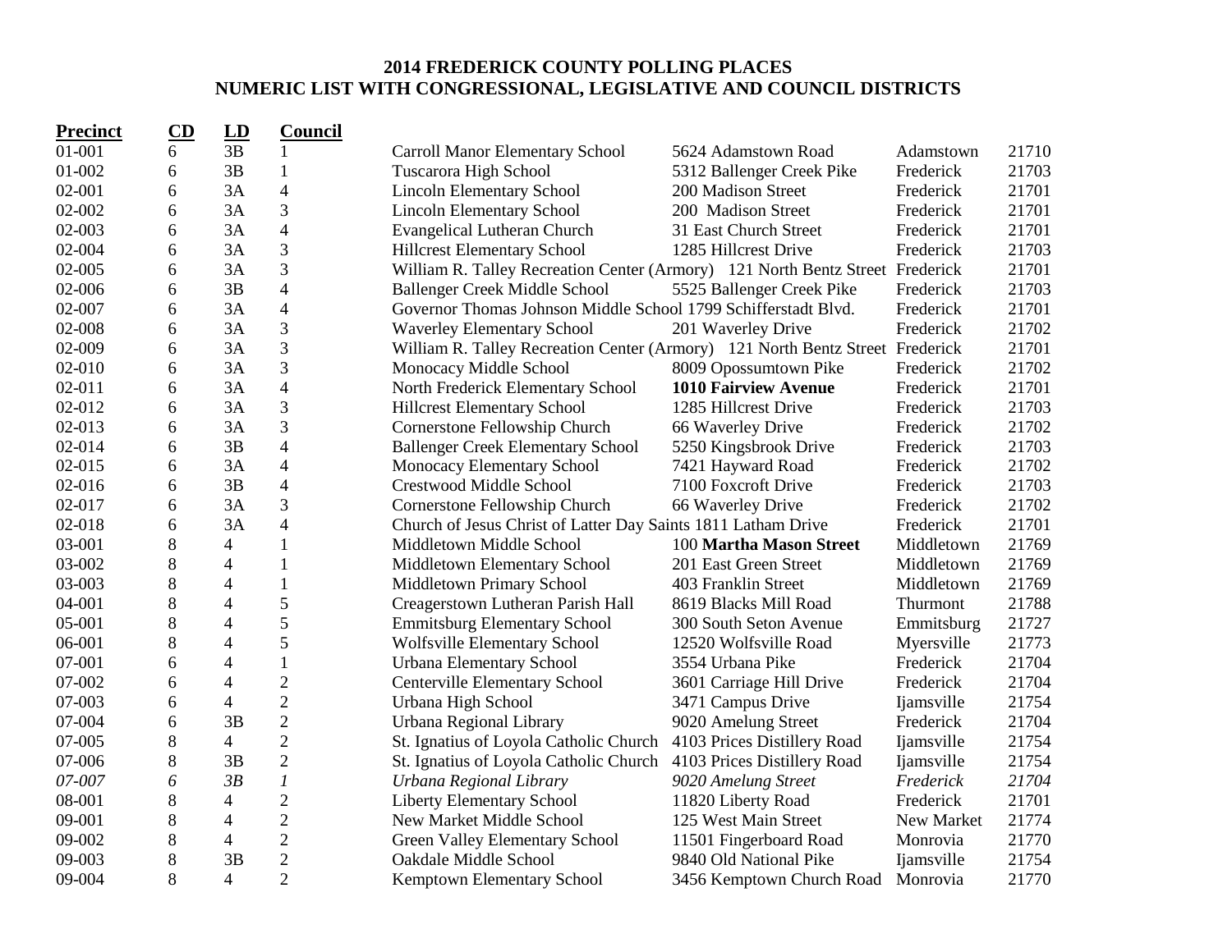**2014 FREDERICK COUNTY POLLING PLACES**
**NUMERIC LIST WITH CONGRESSIONAL, LEGISLATIVE AND COUNCIL DISTRICTS**

| Precinct | CD | LD | Council | Polling Place | Address | City | Zip |
|---|---|---|---|---|---|---|---|
| 01-001 | 6 | 3B | 1 | Carroll Manor Elementary School | 5624 Adamstown Road | Adamstown | 21710 |
| 01-002 | 6 | 3B | 1 | Tuscarora High School | 5312 Ballenger Creek Pike | Frederick | 21703 |
| 02-001 | 6 | 3A | 4 | Lincoln Elementary School | 200 Madison Street | Frederick | 21701 |
| 02-002 | 6 | 3A | 3 | Lincoln Elementary School | 200 Madison Street | Frederick | 21701 |
| 02-003 | 6 | 3A | 4 | Evangelical Lutheran Church | 31 East Church Street | Frederick | 21701 |
| 02-004 | 6 | 3A | 3 | Hillcrest Elementary School | 1285 Hillcrest Drive | Frederick | 21703 |
| 02-005 | 6 | 3A | 3 | William R. Talley Recreation Center (Armory) | 121 North Bentz Street | Frederick | 21701 |
| 02-006 | 6 | 3B | 4 | Ballenger Creek Middle School | 5525 Ballenger Creek Pike | Frederick | 21703 |
| 02-007 | 6 | 3A | 4 | Governor Thomas Johnson Middle School | 1799 Schifferstadt Blvd. | Frederick | 21701 |
| 02-008 | 6 | 3A | 3 | Waverley Elementary School | 201 Waverley Drive | Frederick | 21702 |
| 02-009 | 6 | 3A | 3 | William R. Talley Recreation Center (Armory) | 121 North Bentz Street | Frederick | 21701 |
| 02-010 | 6 | 3A | 3 | Monocacy Middle School | 8009 Opossumtown Pike | Frederick | 21702 |
| 02-011 | 6 | 3A | 4 | North Frederick Elementary School | **1010 Fairview Avenue** | Frederick | 21701 |
| 02-012 | 6 | 3A | 3 | Hillcrest Elementary School | 1285 Hillcrest Drive | Frederick | 21703 |
| 02-013 | 6 | 3A | 3 | Cornerstone Fellowship Church | 66 Waverley Drive | Frederick | 21702 |
| 02-014 | 6 | 3B | 4 | Ballenger Creek Elementary School | 5250 Kingsbrook Drive | Frederick | 21703 |
| 02-015 | 6 | 3A | 4 | Monocacy Elementary School | 7421 Hayward Road | Frederick | 21702 |
| 02-016 | 6 | 3B | 4 | Crestwood Middle School | 7100 Foxcroft Drive | Frederick | 21703 |
| 02-017 | 6 | 3A | 3 | Cornerstone Fellowship Church | 66 Waverley Drive | Frederick | 21702 |
| 02-018 | 6 | 3A | 4 | Church of Jesus Christ of Latter Day Saints | 1811 Latham Drive | Frederick | 21701 |
| 03-001 | 8 | 4 | 1 | Middletown Middle School | 100 **Martha Mason Street** | Middletown | 21769 |
| 03-002 | 8 | 4 | 1 | Middletown Elementary School | 201 East Green Street | Middletown | 21769 |
| 03-003 | 8 | 4 | 1 | Middletown Primary School | 403 Franklin Street | Middletown | 21769 |
| 04-001 | 8 | 4 | 5 | Creagerstown Lutheran Parish Hall | 8619 Blacks Mill Road | Thurmont | 21788 |
| 05-001 | 8 | 4 | 5 | Emmitsburg Elementary School | 300 South Seton Avenue | Emmitsburg | 21727 |
| 06-001 | 8 | 4 | 5 | Wolfsville Elementary School | 12520 Wolfsville Road | Myersville | 21773 |
| 07-001 | 6 | 4 | 1 | Urbana Elementary School | 3554 Urbana Pike | Frederick | 21704 |
| 07-002 | 6 | 4 | 2 | Centerville Elementary School | 3601 Carriage Hill Drive | Frederick | 21704 |
| 07-003 | 6 | 4 | 2 | Urbana High School | 3471 Campus Drive | Ijamsville | 21754 |
| 07-004 | 6 | 3B | 2 | Urbana Regional Library | 9020 Amelung Street | Frederick | 21704 |
| 07-005 | 8 | 4 | 2 | St. Ignatius of Loyola Catholic Church | 4103 Prices Distillery Road | Ijamsville | 21754 |
| 07-006 | 8 | 3B | 2 | St. Ignatius of Loyola Catholic Church | 4103 Prices Distillery Road | Ijamsville | 21754 |
| *07-007* | *6* | *3B* | *1* | *Urbana Regional Library* | *9020 Amelung Street* | *Frederick* | *21704* |
| 08-001 | 8 | 4 | 2 | Liberty Elementary School | 11820 Liberty Road | Frederick | 21701 |
| 09-001 | 8 | 4 | 2 | New Market Middle School | 125 West Main Street | New Market | 21774 |
| 09-002 | 8 | 4 | 2 | Green Valley Elementary School | 11501 Fingerboard Road | Monrovia | 21770 |
| 09-003 | 8 | 3B | 2 | Oakdale Middle School | 9840 Old National Pike | Ijamsville | 21754 |
| 09-004 | 8 | 4 | 2 | Kemptown Elementary School | 3456 Kemptown Church Road | Monrovia | 21770 |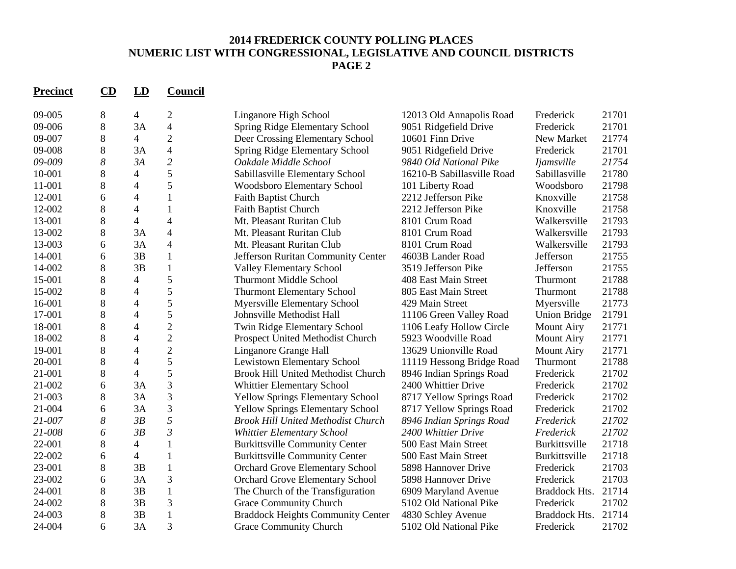# 2014 FREDERICK COUNTY POLLING PLACES
## NUMERIC LIST WITH CONGRESSIONAL, LEGISLATIVE AND COUNCIL DISTRICTS
### PAGE 2

| Precinct | CD | LD | Council | Polling Place | Address | City | Zip |
|---|---|---|---|---|---|---|---|
| 09-005 | 8 | 4 | 2 | Linganore High School | 12013 Old Annapolis Road | Frederick | 21701 |
| 09-006 | 8 | 3A | 4 | Spring Ridge Elementary School | 9051 Ridgefield Drive | Frederick | 21701 |
| 09-007 | 8 | 4 | 2 | Deer Crossing Elementary School | 10601 Finn Drive | New Market | 21774 |
| 09-008 | 8 | 3A | 4 | Spring Ridge Elementary School | 9051 Ridgefield Drive | Frederick | 21701 |
| *09-009* | *8* | *3A* | *2* | *Oakdale Middle School* | *9840 Old National Pike* | *Ijamsville* | *21754* |
| 10-001 | 8 | 4 | 5 | Sabillasville Elementary School | 16210-B Sabillasville Road | Sabillasville | 21780 |
| 11-001 | 8 | 4 | 5 | Woodsboro Elementary School | 101 Liberty Road | Woodsboro | 21798 |
| 12-001 | 6 | 4 | 1 | Faith Baptist Church | 2212 Jefferson Pike | Knoxville | 21758 |
| 12-002 | 8 | 4 | 1 | Faith Baptist Church | 2212 Jefferson Pike | Knoxville | 21758 |
| 13-001 | 8 | 4 | 4 | Mt. Pleasant Ruritan Club | 8101 Crum Road | Walkersville | 21793 |
| 13-002 | 8 | 3A | 4 | Mt. Pleasant Ruritan Club | 8101 Crum Road | Walkersville | 21793 |
| 13-003 | 6 | 3A | 4 | Mt. Pleasant Ruritan Club | 8101 Crum Road | Walkersville | 21793 |
| 14-001 | 6 | 3B | 1 | Jefferson Ruritan Community Center | 4603B Lander Road | Jefferson | 21755 |
| 14-002 | 8 | 3B | 1 | Valley Elementary School | 3519 Jefferson Pike | Jefferson | 21755 |
| 15-001 | 8 | 4 | 5 | Thurmont Middle School | 408 East Main Street | Thurmont | 21788 |
| 15-002 | 8 | 4 | 5 | Thurmont Elementary School | 805 East Main Street | Thurmont | 21788 |
| 16-001 | 8 | 4 | 5 | Myersville Elementary School | 429 Main Street | Myersville | 21773 |
| 17-001 | 8 | 4 | 5 | Johnsville Methodist Hall | 11106 Green Valley Road | Union Bridge | 21791 |
| 18-001 | 8 | 4 | 2 | Twin Ridge Elementary School | 1106 Leafy Hollow Circle | Mount Airy | 21771 |
| 18-002 | 8 | 4 | 2 | Prospect United Methodist Church | 5923 Woodville Road | Mount Airy | 21771 |
| 19-001 | 8 | 4 | 2 | Linganore Grange Hall | 13629 Unionville Road | Mount Airy | 21771 |
| 20-001 | 8 | 4 | 5 | Lewistown Elementary School | 11119 Hessong Bridge Road | Thurmont | 21788 |
| 21-001 | 8 | 4 | 5 | Brook Hill United Methodist Church | 8946 Indian Springs Road | Frederick | 21702 |
| 21-002 | 6 | 3A | 3 | Whittier Elementary School | 2400 Whittier Drive | Frederick | 21702 |
| 21-003 | 8 | 3A | 3 | Yellow Springs Elementary School | 8717 Yellow Springs Road | Frederick | 21702 |
| 21-004 | 6 | 3A | 3 | Yellow Springs Elementary School | 8717 Yellow Springs Road | Frederick | 21702 |
| *21-007* | *8* | *3B* | *5* | *Brook Hill United Methodist Church* | *8946 Indian Springs Road* | *Frederick* | *21702* |
| *21-008* | *6* | *3B* | *3* | *Whittier Elementary School* | *2400 Whittier Drive* | *Frederick* | *21702* |
| 22-001 | 8 | 4 | 1 | Burkittsville Community Center | 500 East Main Street | Burkittsville | 21718 |
| 22-002 | 6 | 4 | 1 | Burkittsville Community Center | 500 East Main Street | Burkittsville | 21718 |
| 23-001 | 8 | 3B | 1 | Orchard Grove Elementary School | 5898 Hannover Drive | Frederick | 21703 |
| 23-002 | 6 | 3A | 3 | Orchard Grove Elementary School | 5898 Hannover Drive | Frederick | 21703 |
| 24-001 | 8 | 3B | 1 | The Church of the Transfiguration | 6909 Maryland Avenue | Braddock Hts. | 21714 |
| 24-002 | 8 | 3B | 3 | Grace Community Church | 5102 Old National Pike | Frederick | 21702 |
| 24-003 | 8 | 3B | 1 | Braddock Heights Community Center | 4830 Schley Avenue | Braddock Hts. | 21714 |
| 24-004 | 6 | 3A | 3 | Grace Community Church | 5102 Old National Pike | Frederick | 21702 |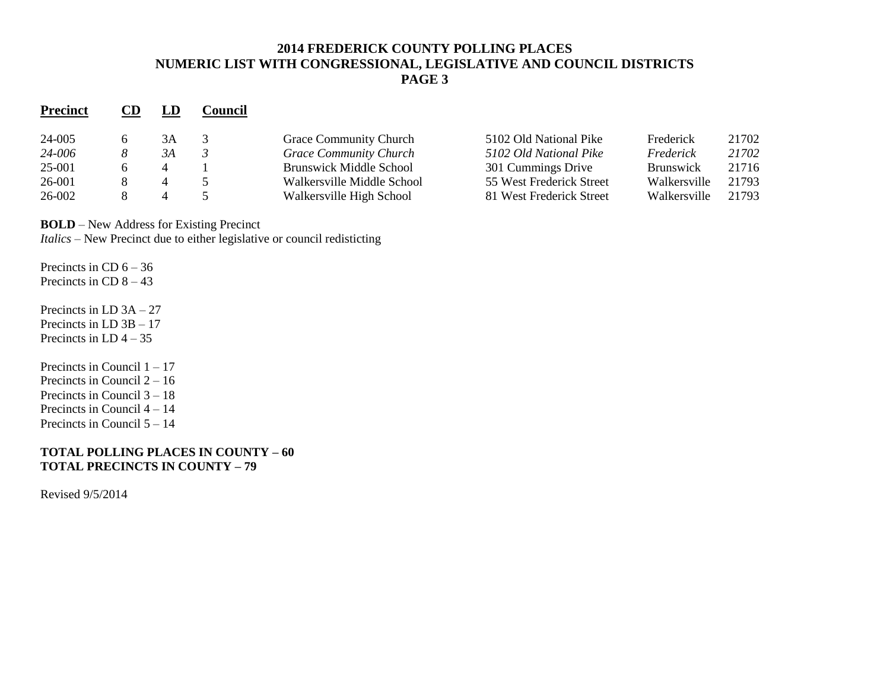**2014 FREDERICK COUNTY POLLING PLACES**
**NUMERIC LIST WITH CONGRESSIONAL, LEGISLATIVE AND COUNCIL DISTRICTS**
**PAGE 3**

| Precinct | CD | LD | Council | | | | |
|---|---|---|---|---|---|---|---|
| 24-005 | 6 | 3A | 3 | Grace Community Church | 5102 Old National Pike | Frederick | 21702 |
| *24-006* | *8* | *3A* | *3* | *Grace Community Church* | *5102 Old National Pike* | *Frederick* | *21702* |
| 25-001 | 6 | 4 | 1 | Brunswick Middle School | 301 Cummings Drive | Brunswick | 21716 |
| 26-001 | 8 | 4 | 5 | Walkersville Middle School | 55 West Frederick Street | Walkersville | 21793 |
| 26-002 | 8 | 4 | 5 | Walkersville High School | 81 West Frederick Street | Walkersville | 21793 |

**BOLD** – New Address for Existing Precinct
*Italics* – New Precinct due to either legislative or council redisticting

Precincts in CD 6 – 36
Precincts in CD 8 – 43

Precincts in LD 3A – 27
Precincts in LD 3B – 17
Precincts in LD 4 – 35

Precincts in Council 1 – 17
Precincts in Council 2 – 16
Precincts in Council 3 – 18
Precincts in Council 4 – 14
Precincts in Council 5 – 14

**TOTAL POLLING PLACES IN COUNTY – 60**
**TOTAL PRECINCTS IN COUNTY – 79**

Revised 9/5/2014